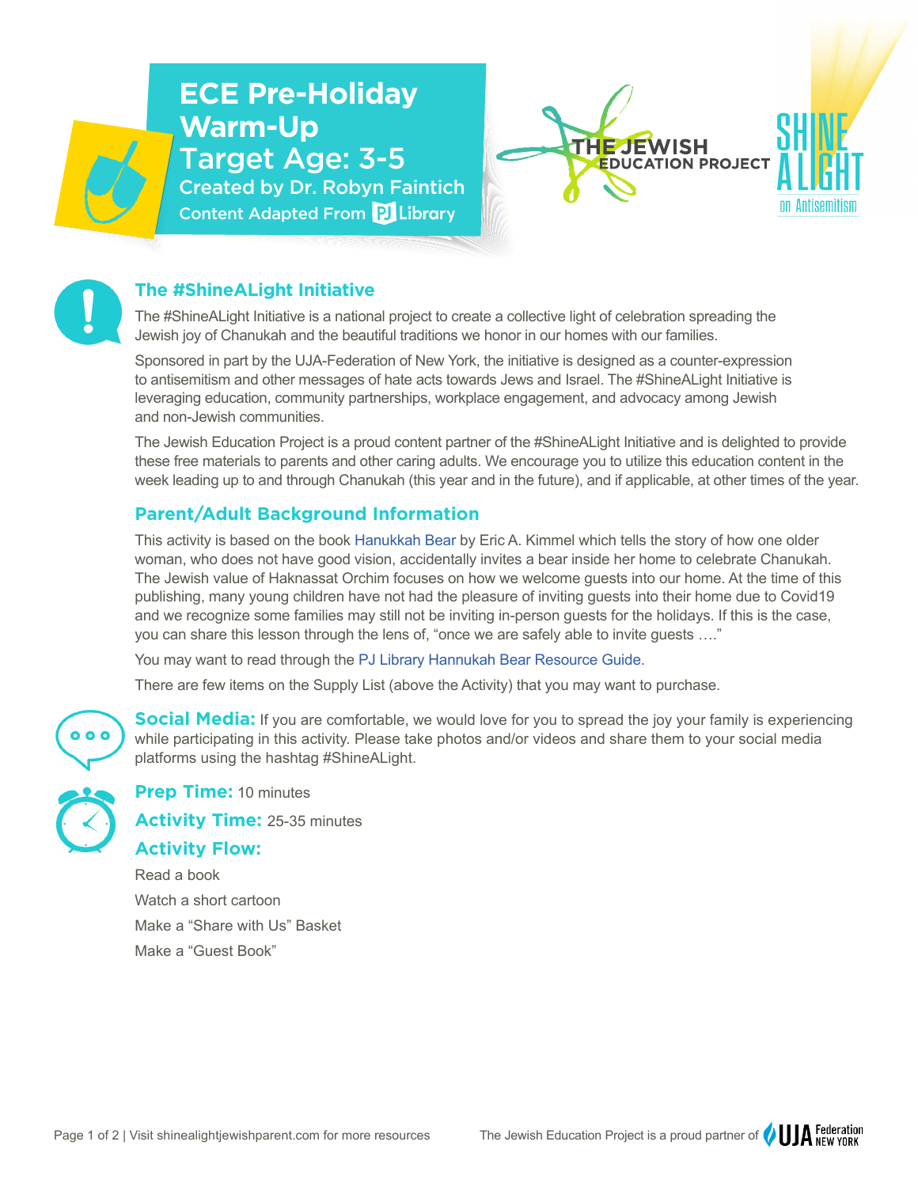# ECE Pre-Holiday Warm-Up

# Target Age: 3-5

Created by Dr. Robyn Faintich

Content Adapted From PJ Library

THE JEWISH EDUCATION PROJECT

SHINE A LIGHT on Antisemitism

## The #ShineALight Initiative

The #ShineALight Initiative is a national project to create a collective light of celebration spreading the Jewish joy of Chanukah and the beautiful traditions we honor in our homes with our families.

Sponsored in part by the UJA-Federation of New York, the initiative is designed as a counter-expression to antisemitism and other messages of hate acts towards Jews and Israel. The #ShineALight Initiative is leveraging education, community partnerships, workplace engagement, and advocacy among Jewish and non-Jewish communities.

The Jewish Education Project is a proud content partner of the #ShineALight Initiative and is delighted to provide these free materials to parents and other caring adults. We encourage you to utilize this education content in the week leading up to and through Chanukah (this year and in the future), and if applicable, at other times of the year.

## Parent/Adult Background Information

This activity is based on the book Hanukkah Bear by Eric A. Kimmel which tells the story of how one older woman, who does not have good vision, accidentally invites a bear inside her home to celebrate Chanukah. The Jewish value of Haknassat Orchim focuses on how we welcome guests into our home. At the time of this publishing, many young children have not had the pleasure of inviting guests into their home due to Covid19 and we recognize some families may still not be inviting in-person guests for the holidays. If this is the case, you can share this lesson through the lens of, "once we are safely able to invite guests …."

You may want to read through the PJ Library Hannukah Bear Resource Guide.

There are few items on the Supply List (above the Activity) that you may want to purchase.

**Social Media:** If you are comfortable, we would love for you to spread the joy your family is experiencing while participating in this activity. Please take photos and/or videos and share them to your social media platforms using the hashtag #ShineALight.

**Prep Time:** 10 minutes

**Activity Time:** 25-35 minutes

**Activity Flow:**

Read a book

Watch a short cartoon

Make a "Share with Us" Basket

Make a "Guest Book"

The Jewish Education Project is a proud partner of UJA Federation New York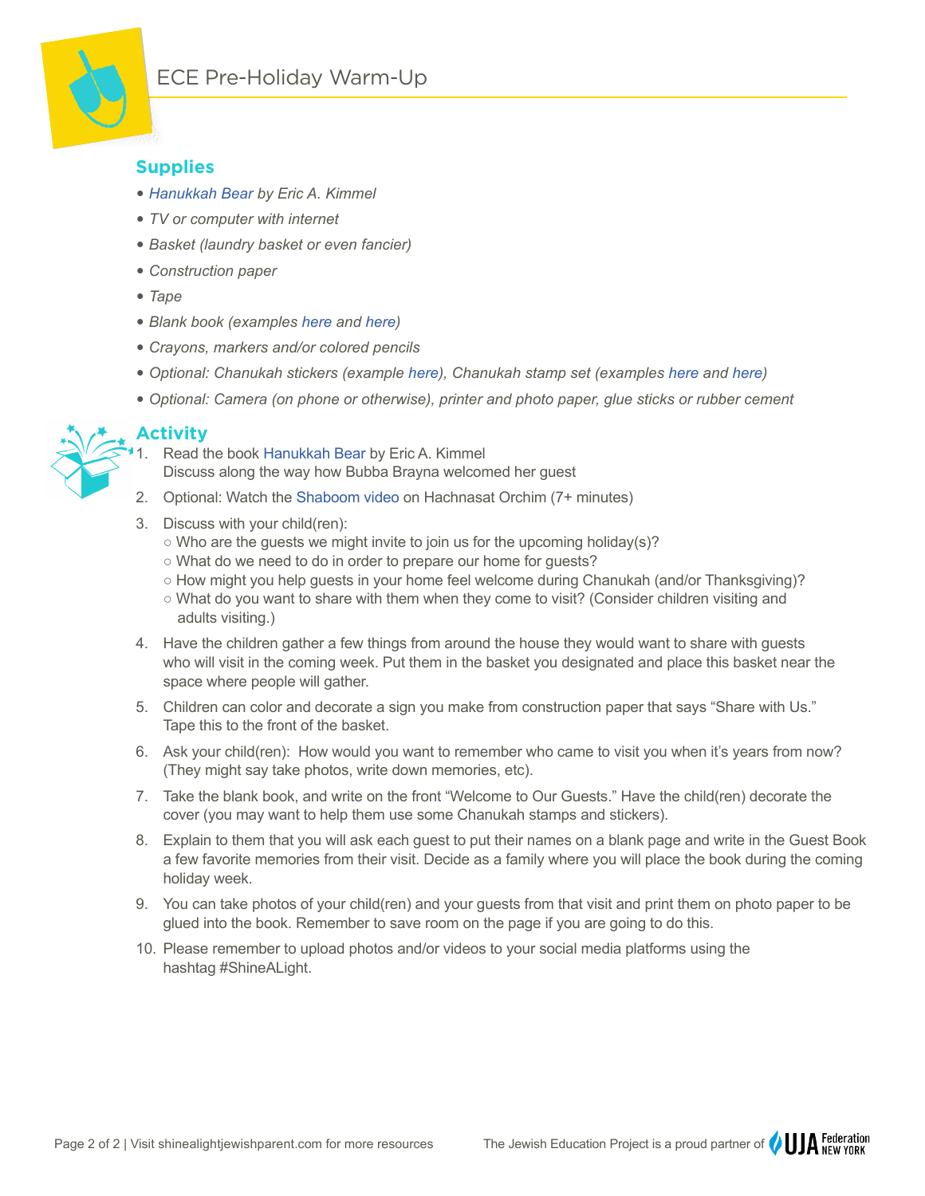# ECE Pre-Holiday Warm-Up

## Supplies

- *Hanukkah Bear by Eric A. Kimmel*
- *TV or computer with internet*
- *Basket (laundry basket or even fancier)*
- *Construction paper*
- *Tape*
- *Blank book (examples here and here)*
- *Crayons, markers and/or colored pencils*
- *Optional: Chanukah stickers (example here), Chanukah stamp set (examples here and here)*
- *Optional: Camera (on phone or otherwise), printer and photo paper, glue sticks or rubber cement*

## Activity

1. Read the book Hanukkah Bear by Eric A. Kimmel
   Discuss along the way how Bubba Brayna welcomed her guest
2. Optional: Watch the Shaboom video on Hachnasat Orchim (7+ minutes)
3. Discuss with your child(ren):
   - Who are the guests we might invite to join us for the upcoming holiday(s)?
   - What do we need to do in order to prepare our home for guests?
   - How might you help guests in your home feel welcome during Chanukah (and/or Thanksgiving)?
   - What do you want to share with them when they come to visit? (Consider children visiting and adults visiting.)
4. Have the children gather a few things from around the house they would want to share with guests who will visit in the coming week. Put them in the basket you designated and place this basket near the space where people will gather.
5. Children can color and decorate a sign you make from construction paper that says "Share with Us." Tape this to the front of the basket.
6. Ask your child(ren): How would you want to remember who came to visit you when it's years from now? (They might say take photos, write down memories, etc).
7. Take the blank book, and write on the front "Welcome to Our Guests." Have the child(ren) decorate the cover (you may want to help them use some Chanukah stamps and stickers).
8. Explain to them that you will ask each guest to put their names on a blank page and write in the Guest Book a few favorite memories from their visit. Decide as a family where you will place the book during the coming holiday week.
9. You can take photos of your child(ren) and your guests from that visit and print them on photo paper to be glued into the book. Remember to save room on the page if you are going to do this.
10. Please remember to upload photos and/or videos to your social media platforms using the hashtag #ShineALight.

Visit shinealightjewishparent.com for more resources

The Jewish Education Project is a proud partner of UJA Federation New York